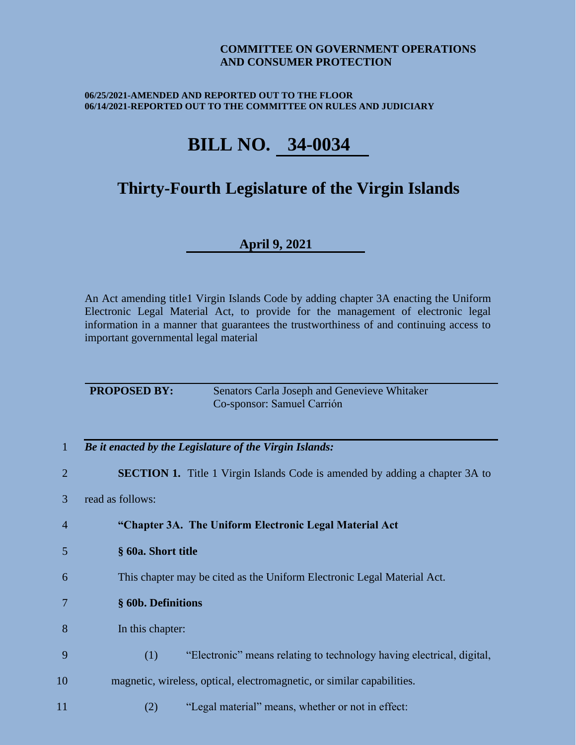**COMMITTEE ON GOVERNMENT OPERATIONS AND CONSUMER PROTECTION**

**06/25/2021-AMENDED AND REPORTED OUT TO THE FLOOR**
**06/14/2021-REPORTED OUT TO THE COMMITTEE ON RULES AND JUDICIARY**

# BILL NO. 34-0034

## Thirty-Fourth Legislature of the Virgin Islands

**April 9, 2021**

An Act amending title1 Virgin Islands Code by adding chapter 3A enacting the Uniform Electronic Legal Material Act, to provide for the management of electronic legal information in a manner that guarantees the trustworthiness of and continuing access to important governmental legal material

**PROPOSED BY:** Senators Carla Joseph and Genevieve Whitaker
Co-sponsor: Samuel Carrión

1 ***Be it enacted by the Legislature of the Virgin Islands:***

2 **SECTION 1.** Title 1 Virgin Islands Code is amended by adding a chapter 3A to

3 read as follows:

4 **"Chapter 3A. The Uniform Electronic Legal Material Act**

5 **§ 60a. Short title**

6 This chapter may be cited as the Uniform Electronic Legal Material Act.

7 **§ 60b. Definitions**

8 In this chapter:

9 (1) "Electronic" means relating to technology having electrical, digital,

10 magnetic, wireless, optical, electromagnetic, or similar capabilities.

11 (2) "Legal material" means, whether or not in effect: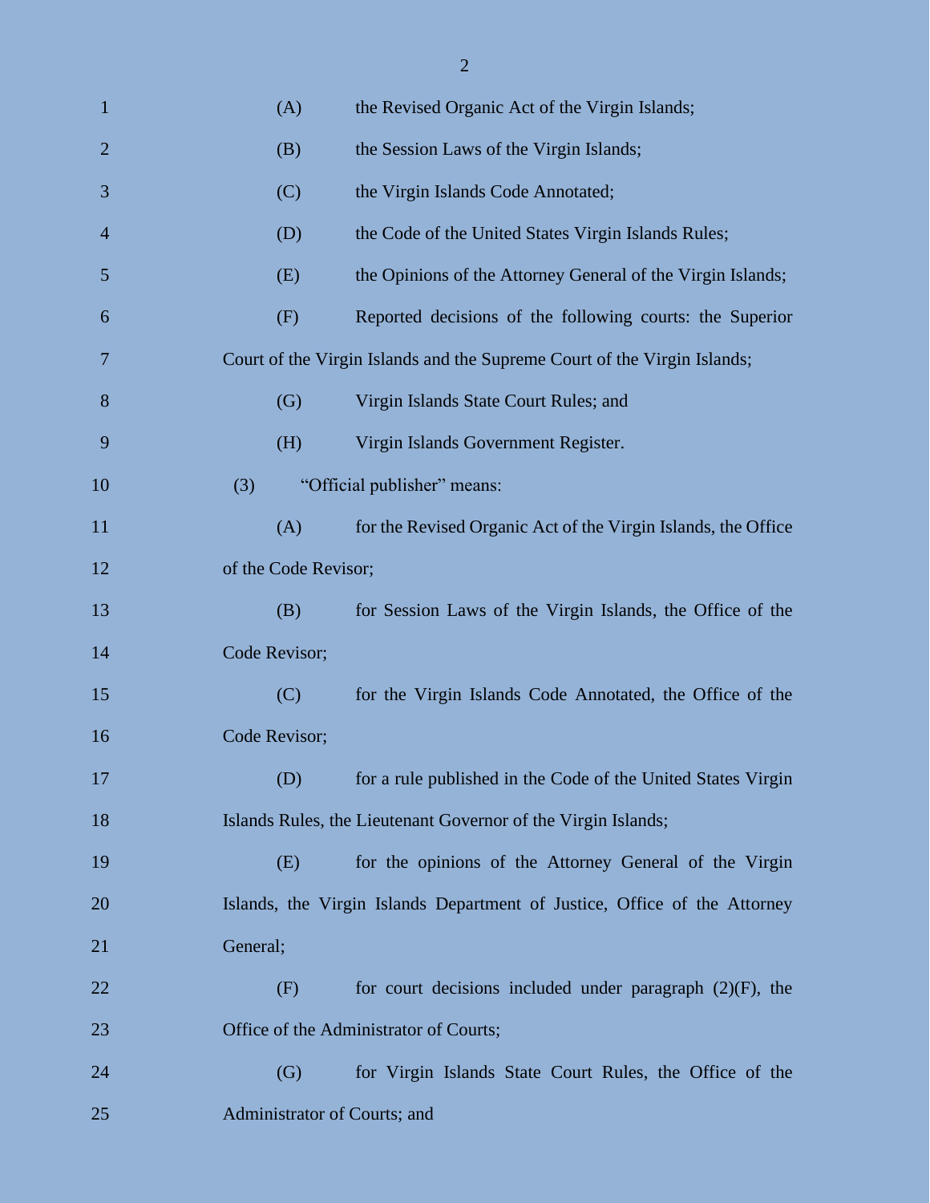(A) the Revised Organic Act of the Virgin Islands;

(B) the Session Laws of the Virgin Islands;

(C) the Virgin Islands Code Annotated;

(D) the Code of the United States Virgin Islands Rules;

(E) the Opinions of the Attorney General of the Virgin Islands;

(F) Reported decisions of the following courts: the Superior Court of the Virgin Islands and the Supreme Court of the Virgin Islands;

(G) Virgin Islands State Court Rules; and

(H) Virgin Islands Government Register.

(3) "Official publisher" means:

(A) for the Revised Organic Act of the Virgin Islands, the Office of the Code Revisor;

(B) for Session Laws of the Virgin Islands, the Office of the Code Revisor;

(C) for the Virgin Islands Code Annotated, the Office of the Code Revisor;

(D) for a rule published in the Code of the United States Virgin Islands Rules, the Lieutenant Governor of the Virgin Islands;

(E) for the opinions of the Attorney General of the Virgin Islands, the Virgin Islands Department of Justice, Office of the Attorney General;

(F) for court decisions included under paragraph (2)(F), the Office of the Administrator of Courts;

(G) for Virgin Islands State Court Rules, the Office of the Administrator of Courts; and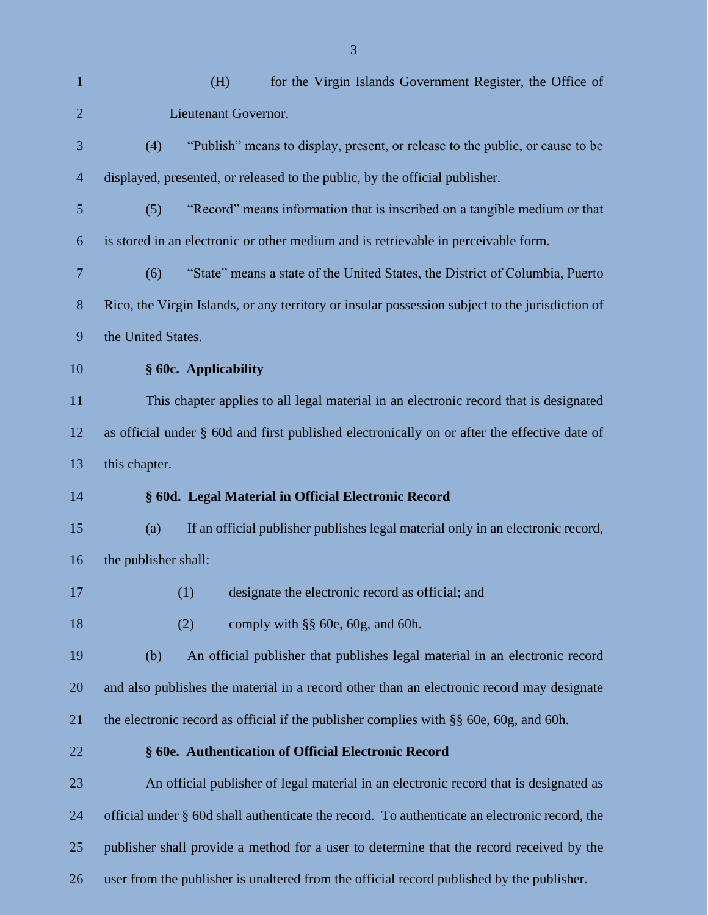(H) for the Virgin Islands Government Register, the Office of Lieutenant Governor.

(4) "Publish" means to display, present, or release to the public, or cause to be displayed, presented, or released to the public, by the official publisher.

(5) "Record" means information that is inscribed on a tangible medium or that is stored in an electronic or other medium and is retrievable in perceivable form.

(6) "State" means a state of the United States, the District of Columbia, Puerto Rico, the Virgin Islands, or any territory or insular possession subject to the jurisdiction of the United States.

**§ 60c. Applicability**

This chapter applies to all legal material in an electronic record that is designated as official under § 60d and first published electronically on or after the effective date of this chapter.

**§ 60d. Legal Material in Official Electronic Record**

(a) If an official publisher publishes legal material only in an electronic record, the publisher shall:

(1) designate the electronic record as official; and

(2) comply with §§ 60e, 60g, and 60h.

(b) An official publisher that publishes legal material in an electronic record and also publishes the material in a record other than an electronic record may designate the electronic record as official if the publisher complies with §§ 60e, 60g, and 60h.

**§ 60e. Authentication of Official Electronic Record**

An official publisher of legal material in an electronic record that is designated as official under § 60d shall authenticate the record. To authenticate an electronic record, the publisher shall provide a method for a user to determine that the record received by the user from the publisher is unaltered from the official record published by the publisher.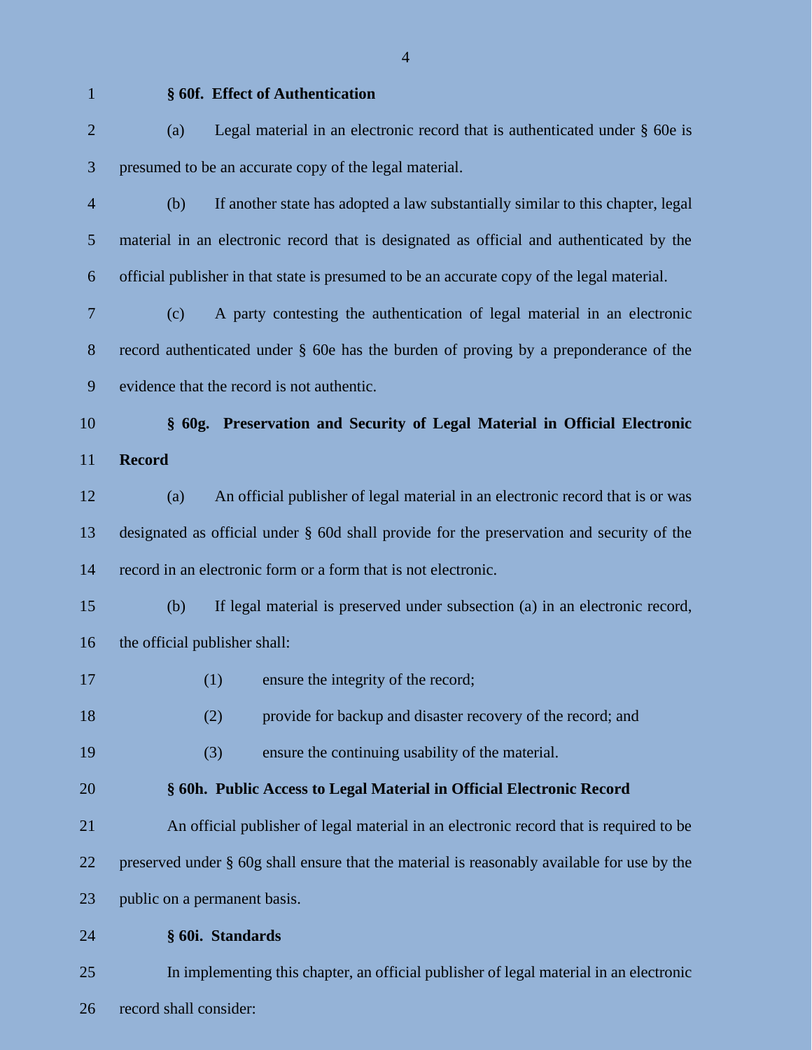**§ 60f. Effect of Authentication**

(a) Legal material in an electronic record that is authenticated under § 60e is presumed to be an accurate copy of the legal material.

(b) If another state has adopted a law substantially similar to this chapter, legal material in an electronic record that is designated as official and authenticated by the official publisher in that state is presumed to be an accurate copy of the legal material.

(c) A party contesting the authentication of legal material in an electronic record authenticated under § 60e has the burden of proving by a preponderance of the evidence that the record is not authentic.

**§ 60g. Preservation and Security of Legal Material in Official Electronic Record**

(a) An official publisher of legal material in an electronic record that is or was designated as official under § 60d shall provide for the preservation and security of the record in an electronic form or a form that is not electronic.

(b) If legal material is preserved under subsection (a) in an electronic record, the official publisher shall:

(1) ensure the integrity of the record;

(2) provide for backup and disaster recovery of the record; and

(3) ensure the continuing usability of the material.

**§ 60h. Public Access to Legal Material in Official Electronic Record**

An official publisher of legal material in an electronic record that is required to be preserved under § 60g shall ensure that the material is reasonably available for use by the public on a permanent basis.

**§ 60i. Standards**

In implementing this chapter, an official publisher of legal material in an electronic record shall consider: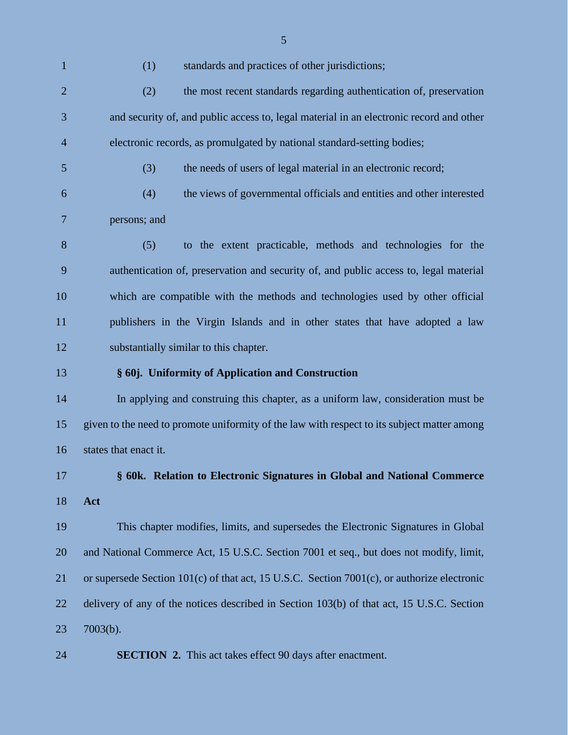(1) standards and practices of other jurisdictions;

(2) the most recent standards regarding authentication of, preservation and security of, and public access to, legal material in an electronic record and other electronic records, as promulgated by national standard-setting bodies;

(3) the needs of users of legal material in an electronic record;

(4) the views of governmental officials and entities and other interested persons; and

(5) to the extent practicable, methods and technologies for the authentication of, preservation and security of, and public access to, legal material which are compatible with the methods and technologies used by other official publishers in the Virgin Islands and in other states that have adopted a law substantially similar to this chapter.

**§ 60j. Uniformity of Application and Construction**

In applying and construing this chapter, as a uniform law, consideration must be given to the need to promote uniformity of the law with respect to its subject matter among states that enact it.

**§ 60k. Relation to Electronic Signatures in Global and National Commerce Act**

This chapter modifies, limits, and supersedes the Electronic Signatures in Global and National Commerce Act, 15 U.S.C. Section 7001 et seq., but does not modify, limit, or supersede Section 101(c) of that act, 15 U.S.C. Section 7001(c), or authorize electronic delivery of any of the notices described in Section 103(b) of that act, 15 U.S.C. Section 7003(b).

**SECTION 2.** This act takes effect 90 days after enactment.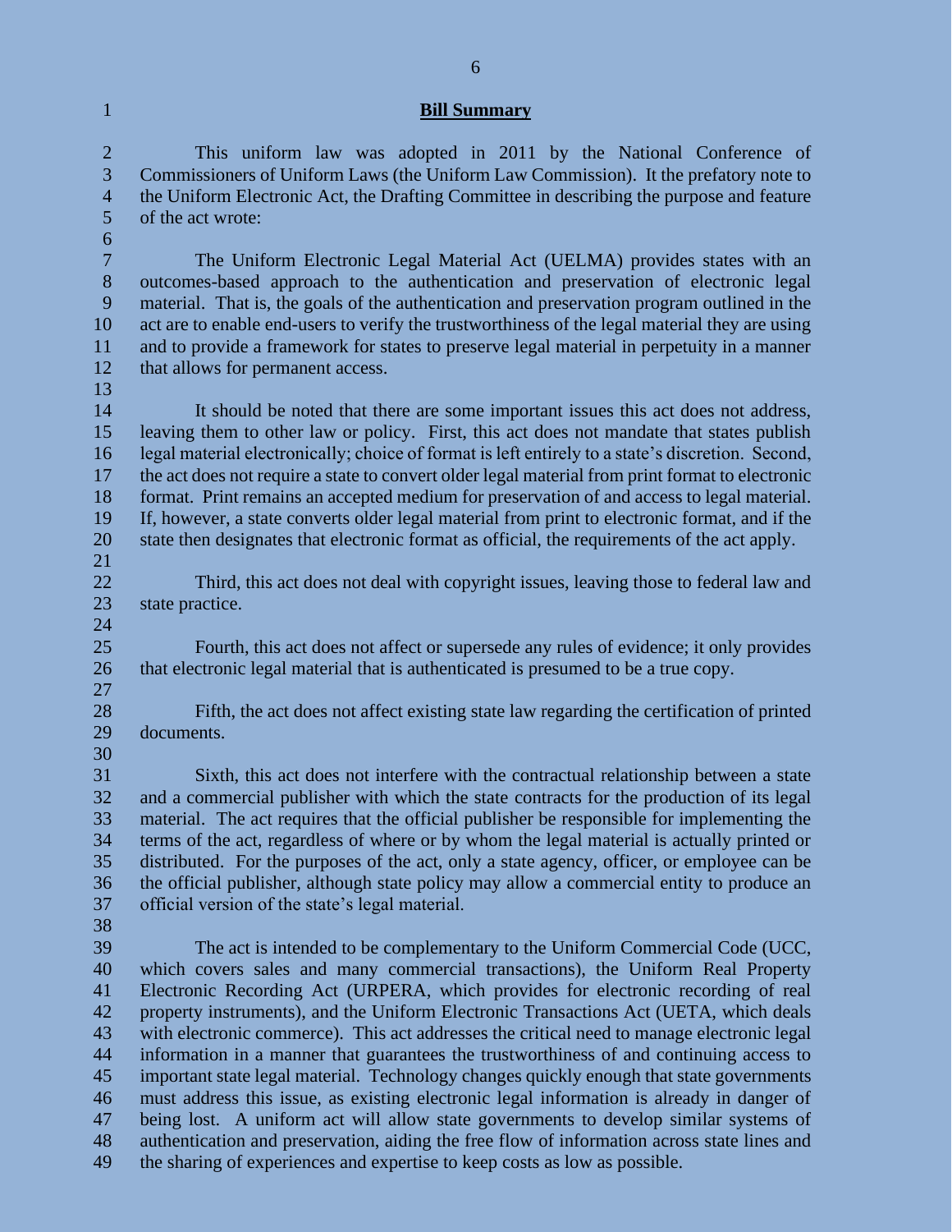## Bill Summary

This uniform law was adopted in 2011 by the National Conference of Commissioners of Uniform Laws (the Uniform Law Commission). It the prefatory note to the Uniform Electronic Act, the Drafting Committee in describing the purpose and feature of the act wrote:

> The Uniform Electronic Legal Material Act (UELMA) provides states with an outcomes-based approach to the authentication and preservation of electronic legal material. That is, the goals of the authentication and preservation program outlined in the act are to enable end-users to verify the trustworthiness of the legal material they are using and to provide a framework for states to preserve legal material in perpetuity in a manner that allows for permanent access.
>
> It should be noted that there are some important issues this act does not address, leaving them to other law or policy. First, this act does not mandate that states publish legal material electronically; choice of format is left entirely to a state's discretion. Second, the act does not require a state to convert older legal material from print format to electronic format. Print remains an accepted medium for preservation of and access to legal material. If, however, a state converts older legal material from print to electronic format, and if the state then designates that electronic format as official, the requirements of the act apply.
>
> Third, this act does not deal with copyright issues, leaving those to federal law and state practice.
>
> Fourth, this act does not affect or supersede any rules of evidence; it only provides that electronic legal material that is authenticated is presumed to be a true copy.
>
> Fifth, the act does not affect existing state law regarding the certification of printed documents.
>
> Sixth, this act does not interfere with the contractual relationship between a state and a commercial publisher with which the state contracts for the production of its legal material. The act requires that the official publisher be responsible for implementing the terms of the act, regardless of where or by whom the legal material is actually printed or distributed. For the purposes of the act, only a state agency, officer, or employee can be the official publisher, although state policy may allow a commercial entity to produce an official version of the state's legal material.
>
> The act is intended to be complementary to the Uniform Commercial Code (UCC, which covers sales and many commercial transactions), the Uniform Real Property Electronic Recording Act (URPERA, which provides for electronic recording of real property instruments), and the Uniform Electronic Transactions Act (UETA, which deals with electronic commerce). This act addresses the critical need to manage electronic legal information in a manner that guarantees the trustworthiness of and continuing access to important state legal material. Technology changes quickly enough that state governments must address this issue, as existing electronic legal information is already in danger of being lost. A uniform act will allow state governments to develop similar systems of authentication and preservation, aiding the free flow of information across state lines and the sharing of experiences and expertise to keep costs as low as possible.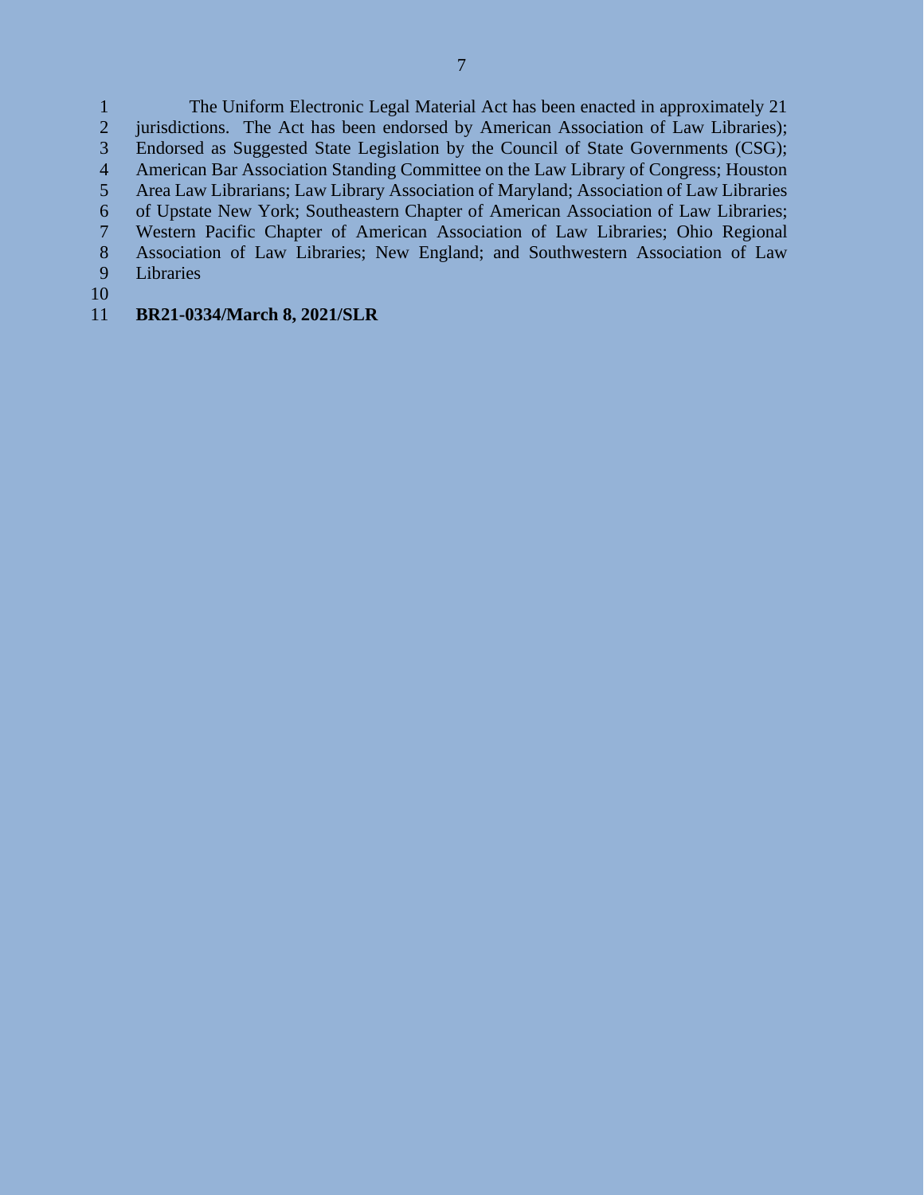The Uniform Electronic Legal Material Act has been enacted in approximately 21 jurisdictions. The Act has been endorsed by American Association of Law Libraries); Endorsed as Suggested State Legislation by the Council of State Governments (CSG); American Bar Association Standing Committee on the Law Library of Congress; Houston Area Law Librarians; Law Library Association of Maryland; Association of Law Libraries of Upstate New York; Southeastern Chapter of American Association of Law Libraries; Western Pacific Chapter of American Association of Law Libraries; Ohio Regional Association of Law Libraries; New England; and Southwestern Association of Law Libraries

**BR21-0334/March 8, 2021/SLR**